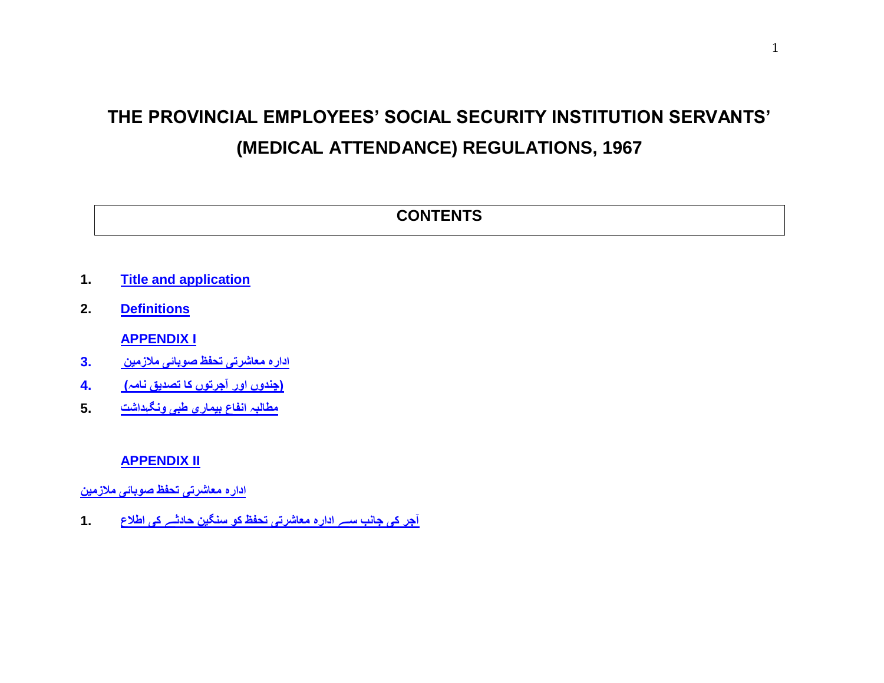# THE PROVINCIAL EMPLOYEES' SOCIAL SECURITY INSTITUTION SERVANTS' (MEDICAL ATTENDANCE) REGULATIONS, 1967

## CONTENTS

1. Title and application
2. Definitions

**APPENDIX I**

3. ادارہ معاشرتی تحفظ صوبائی ملازمین
4. (چندوں اور آجرتوں کا تصدیق نامہ)
5. مطالبہ انفاع بیماری طبی ونگہداشت

**APPENDIX II**

ادارہ معاشرتی تحفظ صوبائی ملازمین

1. آجر کی جانب سے ادارہ معاشرتی تحفظ کو سنگین حادثے کی اطلاع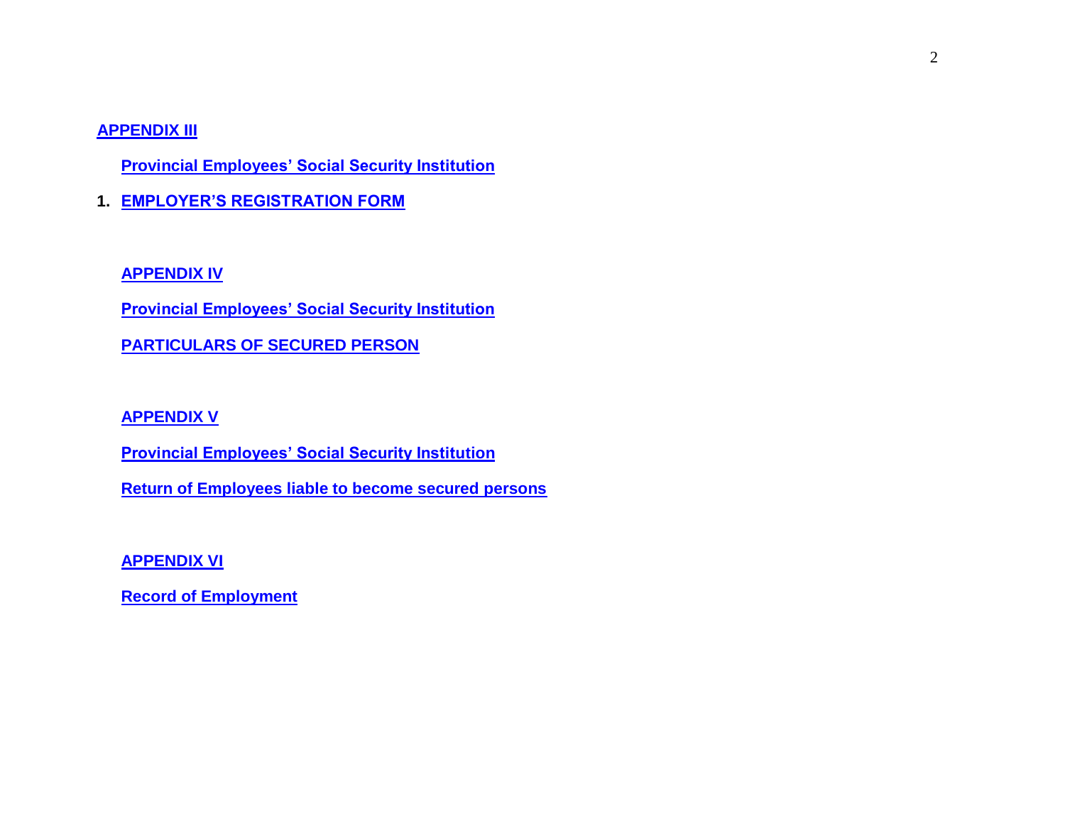**APPENDIX III**

**Provincial Employees' Social Security Institution**

1. **EMPLOYER'S REGISTRATION FORM**

**APPENDIX IV**

**Provincial Employees' Social Security Institution**

**PARTICULARS OF SECURED PERSON**

**APPENDIX V**

**Provincial Employees' Social Security Institution**

**Return of Employees liable to become secured persons**

**APPENDIX VI**

**Record of Employment**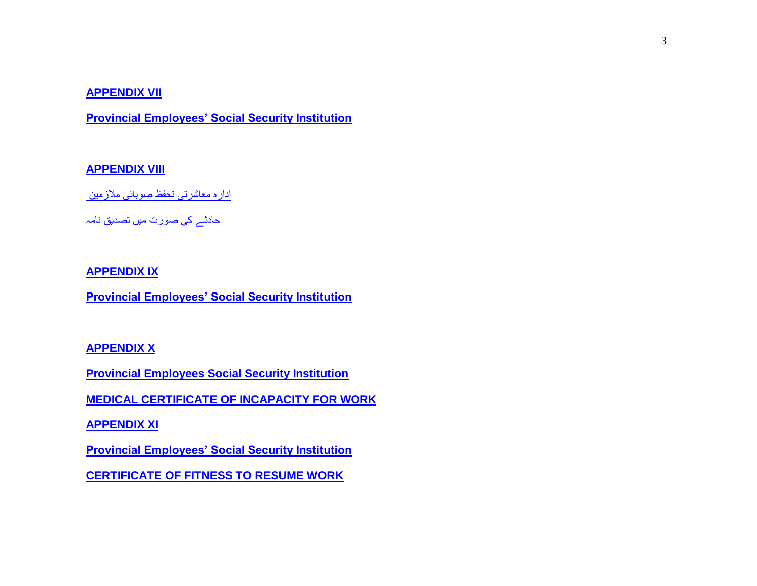**APPENDIX VII**

**Provincial Employees' Social Security Institution**

**APPENDIX VIII**

ادارہ معاشرتی تحفظ صوبائی ملازمین

حادثے کی صورت میں تصدیق نامہ

**APPENDIX IX**

**Provincial Employees' Social Security Institution**

**APPENDIX X**

**Provincial Employees Social Security Institution**

**MEDICAL CERTIFICATE OF INCAPACITY FOR WORK**

**APPENDIX XI**

**Provincial Employees' Social Security Institution**

**CERTIFICATE OF FITNESS TO RESUME WORK**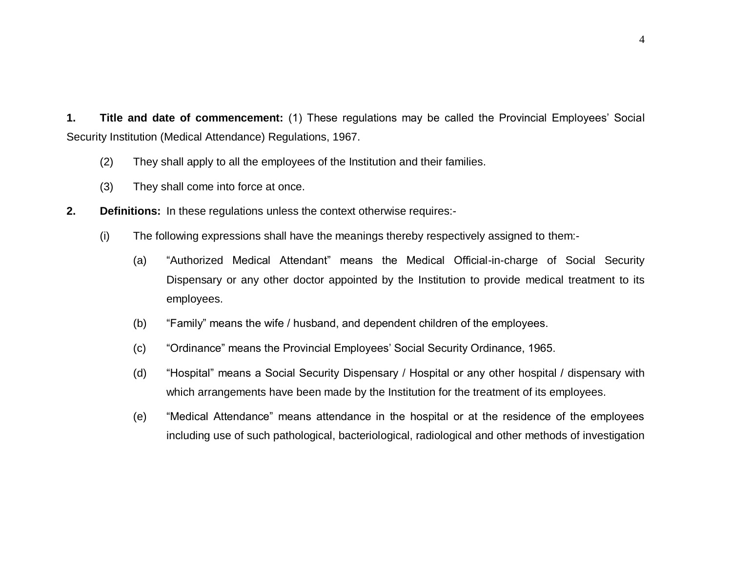**1. Title and date of commencement:** (1) These regulations may be called the Provincial Employees' Social Security Institution (Medical Attendance) Regulations, 1967.

(2) They shall apply to all the employees of the Institution and their families.

(3) They shall come into force at once.

**2. Definitions:** In these regulations unless the context otherwise requires:-

(i) The following expressions shall have the meanings thereby respectively assigned to them:-

(a) "Authorized Medical Attendant" means the Medical Official-in-charge of Social Security Dispensary or any other doctor appointed by the Institution to provide medical treatment to its employees.

(b) "Family" means the wife / husband, and dependent children of the employees.

(c) "Ordinance" means the Provincial Employees' Social Security Ordinance, 1965.

(d) "Hospital" means a Social Security Dispensary / Hospital or any other hospital / dispensary with which arrangements have been made by the Institution for the treatment of its employees.

(e) "Medical Attendance" means attendance in the hospital or at the residence of the employees including use of such pathological, bacteriological, radiological and other methods of investigation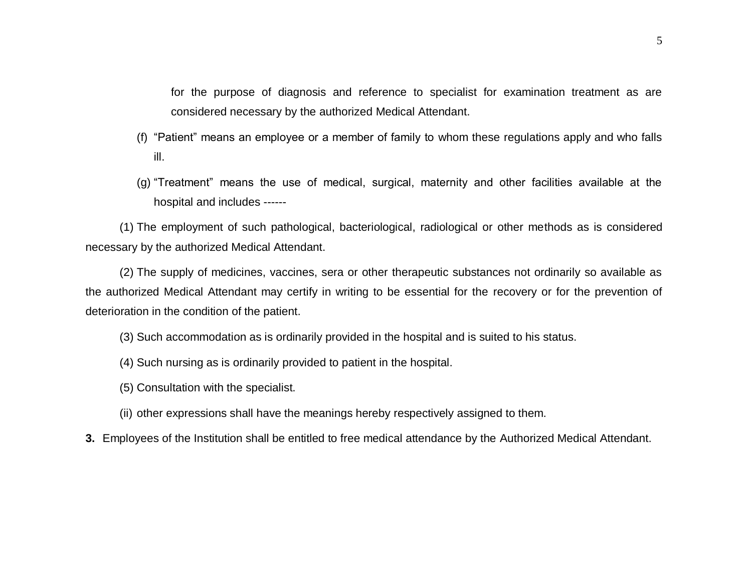for the purpose of diagnosis and reference to specialist for examination treatment as are considered necessary by the authorized Medical Attendant.

(f) "Patient" means an employee or a member of family to whom these regulations apply and who falls ill.

(g) "Treatment" means the use of medical, surgical, maternity and other facilities available at the hospital and includes ------

(1) The employment of such pathological, bacteriological, radiological or other methods as is considered necessary by the authorized Medical Attendant.

(2) The supply of medicines, vaccines, sera or other therapeutic substances not ordinarily so available as the authorized Medical Attendant may certify in writing to be essential for the recovery or for the prevention of deterioration in the condition of the patient.

(3) Such accommodation as is ordinarily provided in the hospital and is suited to his status.

(4) Such nursing as is ordinarily provided to patient in the hospital.

(5) Consultation with the specialist.

(ii) other expressions shall have the meanings hereby respectively assigned to them.

**3.** Employees of the Institution shall be entitled to free medical attendance by the Authorized Medical Attendant.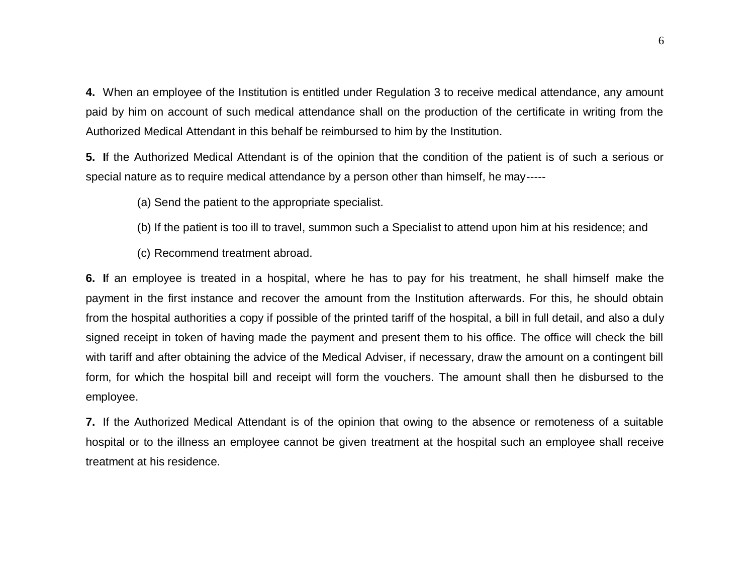**4.** When an employee of the Institution is entitled under Regulation 3 to receive medical attendance, any amount paid by him on account of such medical attendance shall on the production of the certificate in writing from the Authorized Medical Attendant in this behalf be reimbursed to him by the Institution.

**5.** **I**f the Authorized Medical Attendant is of the opinion that the condition of the patient is of such a serious or special nature as to require medical attendance by a person other than himself, he may-----

(a) Send the patient to the appropriate specialist.

(b) If the patient is too ill to travel, summon such a Specialist to attend upon him at his residence; and

(c) Recommend treatment abroad.

**6.** **I**f an employee is treated in a hospital, where he has to pay for his treatment, he shall himself make the payment in the first instance and recover the amount from the Institution afterwards. For this, he should obtain from the hospital authorities a copy if possible of the printed tariff of the hospital, a bill in full detail, and also a duly signed receipt in token of having made the payment and present them to his office. The office will check the bill with tariff and after obtaining the advice of the Medical Adviser, if necessary, draw the amount on a contingent bill form, for which the hospital bill and receipt will form the vouchers. The amount shall then he disbursed to the employee.

**7.** If the Authorized Medical Attendant is of the opinion that owing to the absence or remoteness of a suitable hospital or to the illness an employee cannot be given treatment at the hospital such an employee shall receive treatment at his residence.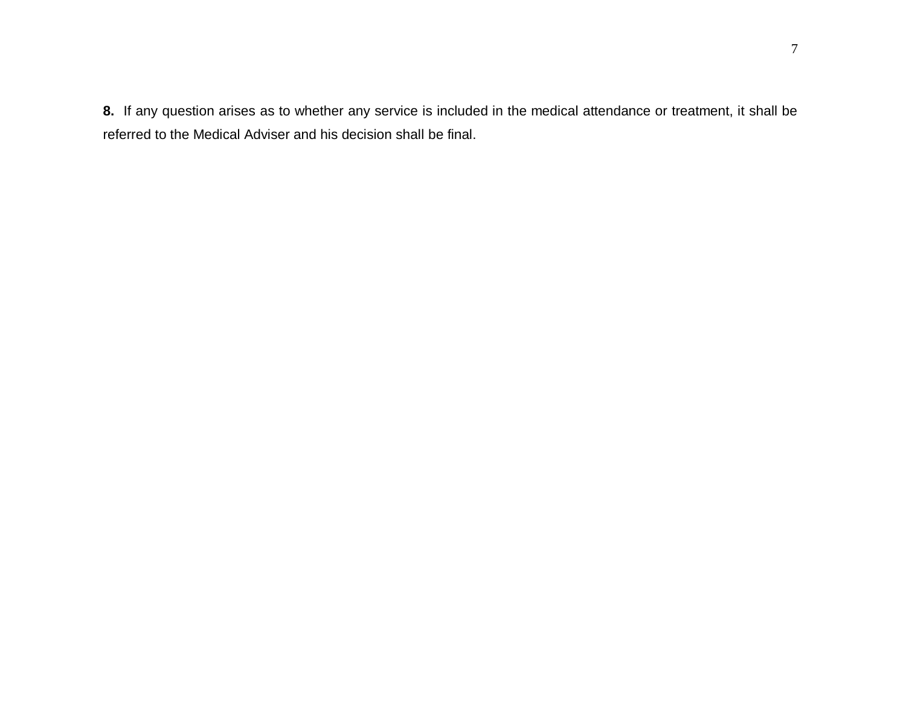**8.** If any question arises as to whether any service is included in the medical attendance or treatment, it shall be referred to the Medical Adviser and his decision shall be final.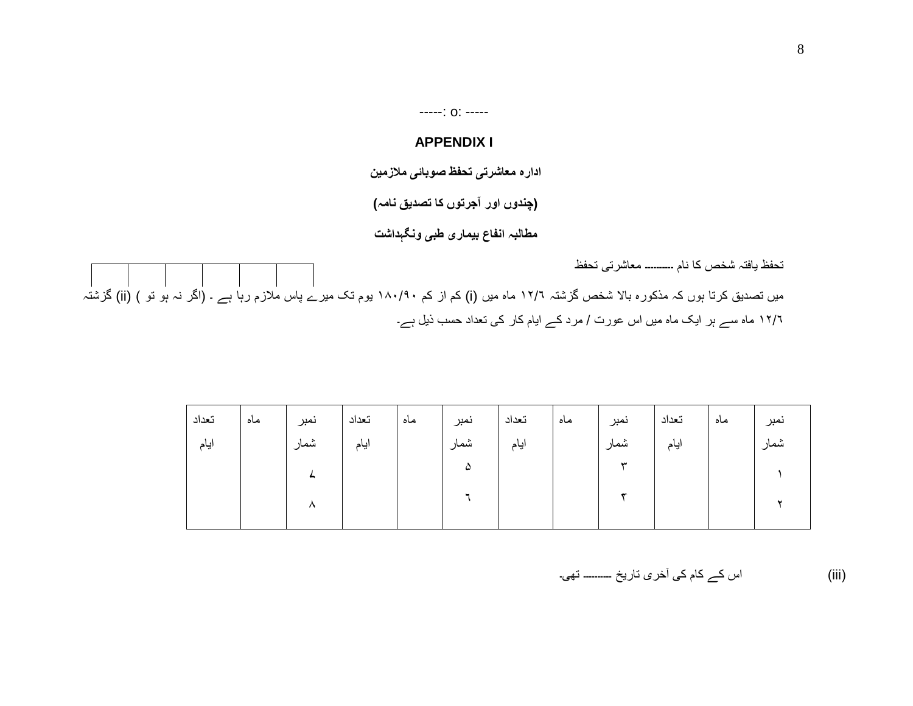-----: o: -----

## APPENDIX I

**ادارہ معاشرتی تحفظ صوبائی ملازمین**

**(چندوں اور آجرتوں کا تصدیق نامہ)**

**مطالبہ انفاع بیماری طبی ونگہداشت**

تحفظ یافتہ شخص کا نام --------- معاشرتی تحفظ

| | | | | | |
|---|---|---|---|---|---|
| | | | | | |

میں تصدیق کرتا ہوں کہ مذکورہ بالا شخص گزشتہ ۱۲/٦ ماہ میں (i) کم از کم ۱۸۰/۹۰ یوم تک میرے پاس ملازم رہا ہے ۔ (اگر نہ ہو تو ) (ii) گزشتہ ۱۲/٦ ماہ سے ہر ایک ماہ میں اس عورت / مرد کے ایام کار کی تعداد حسب ذیل ہے۔

| نمبر شمار | ماہ | تعداد ایام | نمبر شمار | ماہ | تعداد ایام | نمبر شمار | ماہ | تعداد ایام | نمبر شمار | ماہ | تعداد ایام |
|---|---|---|---|---|---|---|---|---|---|---|---|
| ۱ | | | ۳ | | | ۵ | | | ۷ | | |
| ۲ | | | ۴ | | | ٦ | | | ۸ | | |

(iii) اس کے کام کی آخری تاریخ --------- تھی۔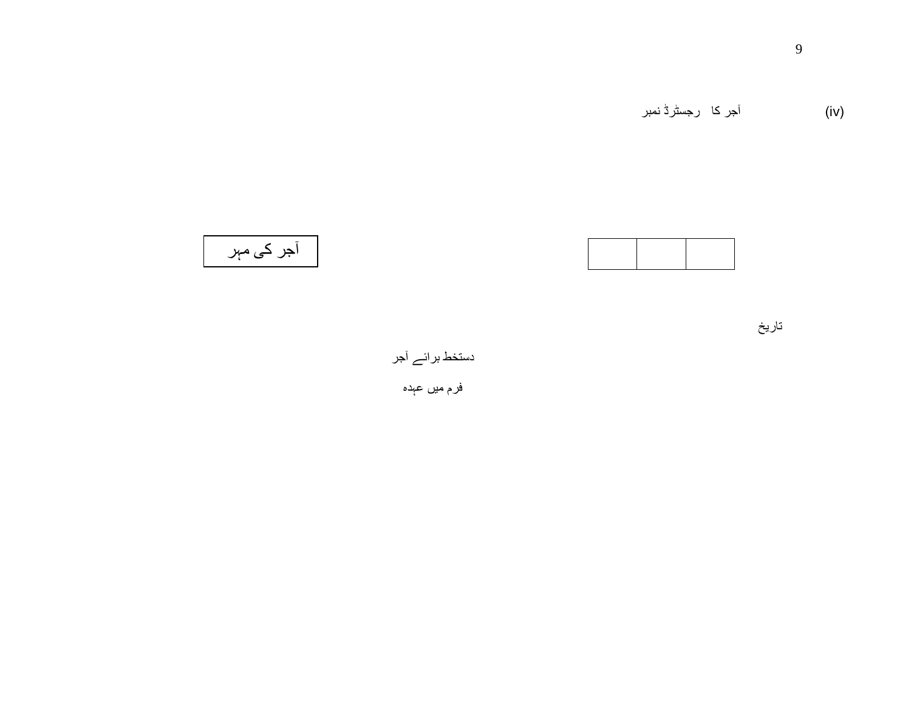(iv) آجر کا رجسٹرڈ نمبر

| | | |
|---|---|---|
| | | |

| آجر کی مہر |
|---|

تاریخ

دستخط برائے آجر

فرم میں عہدہ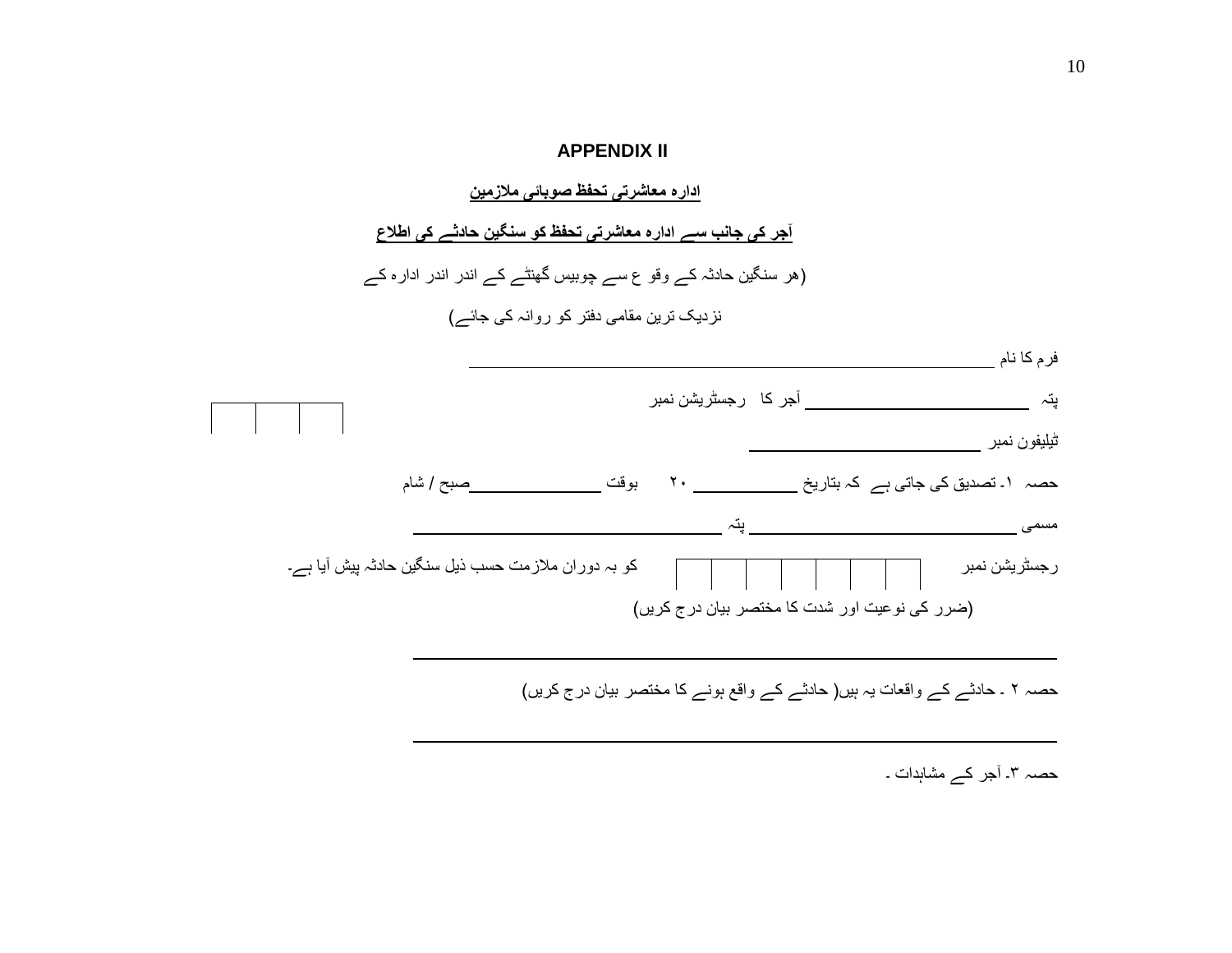# APPENDIX II

**ادارہ معاشرتی تحفظ صوبائی ملازمین**

**آجر کی جانب سے ادارہ معاشرتی تحفظ کو سنگین حادثے کی اطلاع**

(ہر سنگین حادثہ کے وقو ع سے چوبیس گھنٹے کے اندر اندر ادارہ کے

نزدیک ترین مقامی دفتر کو روانہ کی جائے)

فرم کا نام ____________________________________________

پتہ ____________________ آجر کا رجسٹریشن نمبر | | | |

ٹیلیفون نمبر ____________________

حصہ ۱۔ تصدیق کی جاتی ہے کہ بتاریخ __________ ۲۰ بوقت ____________صبح / شام

مسمی __________________ پتہ ______________________________

رجسٹریشن نمبر | | | | | | | | | کو بہ دوران ملازمت حسب ذیل سنگین حادثہ پیش آیا ہے۔

(ضرر کی نوعیت اور شدت کا مختصر بیان درج کریں)

______________________________________________________________

حصہ ۲ ۔ حادثے کے واقعات یہ ہیں( حادثے کے واقع ہونے کا مختصر بیان درج کریں)

______________________________________________________________

حصہ ۳۔ آجر کے مشاہدات ۔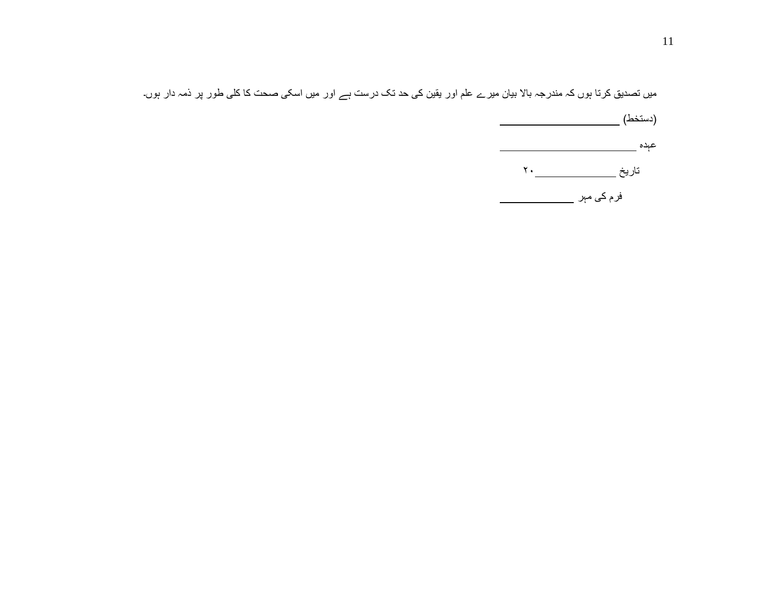میں تصدیق کرتا ہوں کہ مندرجہ بالا بیان میرے علم اور یقین کی حد تک درست ہے اور میں اسکی صحت کا کلی طور پر ذمہ دار ہوں۔

(دستخط) ______________________

عہدہ ________________________

تاریخ ______________۲۰

فرم کی مہر ______________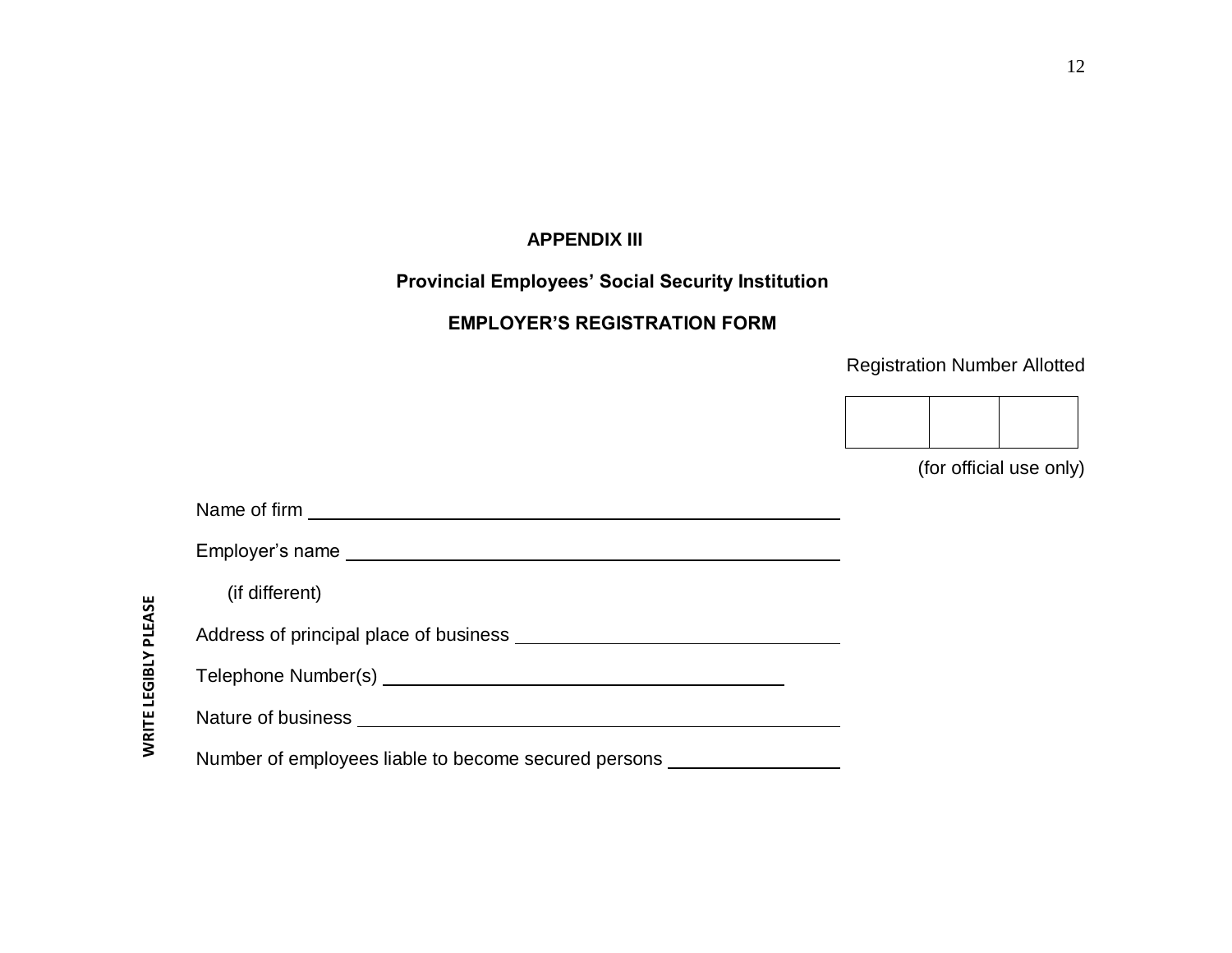**APPENDIX III**

**Provincial Employees' Social Security Institution**

**EMPLOYER'S REGISTRATION FORM**

Registration Number Allotted

| | | |
|---|---|---|
| | | |

(for official use only)

**WRITE LEGIBLY PLEASE**

Name of firm ______________________________________________

Employer's name ___________________________________________

(if different)

Address of principal place of business __________________________

Telephone Number(s) _________________________________

Nature of business _________________________________________

Number of employees liable to become secured persons ______________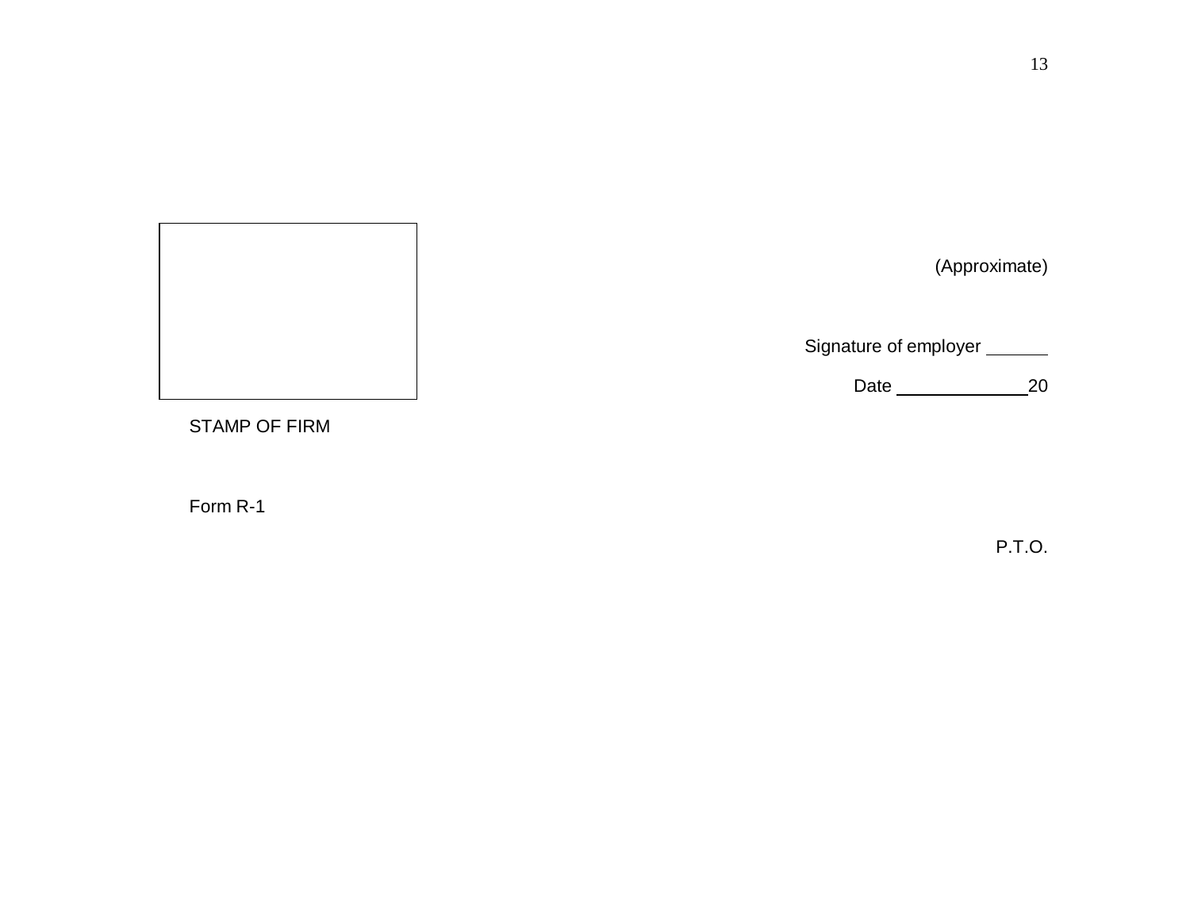(Approximate)

Signature of employer ______

Date ______________20

STAMP OF FIRM

Form R-1

P.T.O.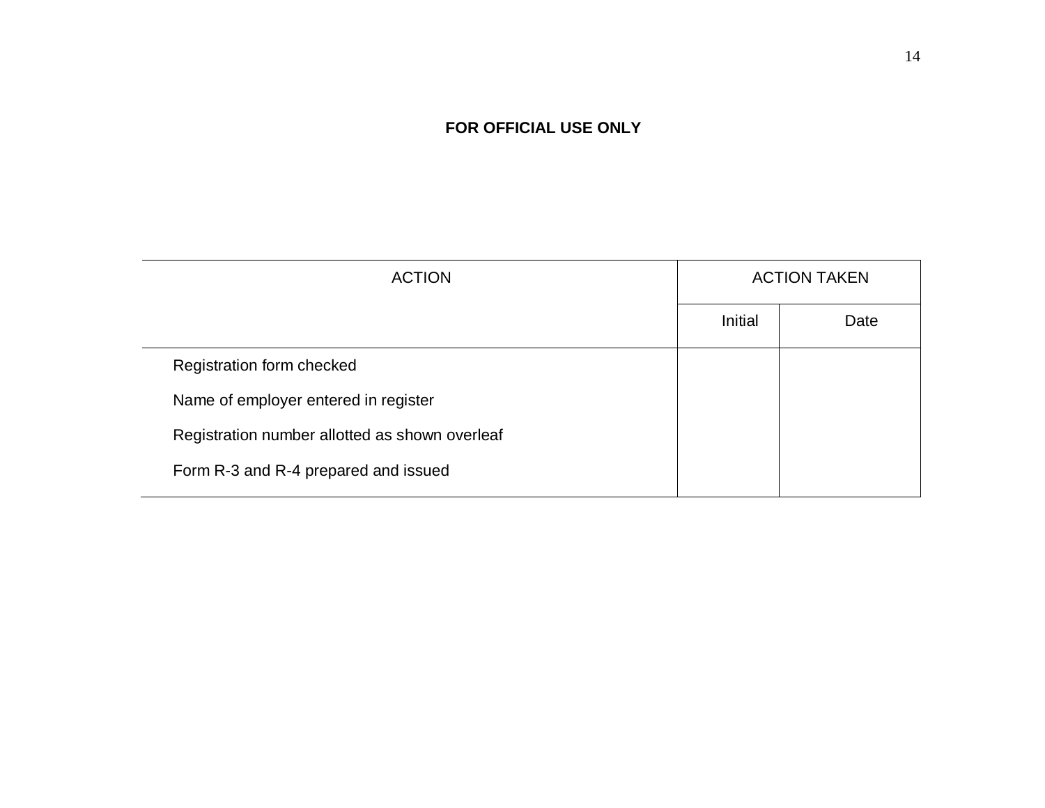**FOR OFFICIAL USE ONLY**

| ACTION | ACTION TAKEN | |
|---|---|---|
| | Initial | Date |
| Registration form checked | | |
| Name of employer entered in register | | |
| Registration number allotted as shown overleaf | | |
| Form R-3 and R-4 prepared and issued | | |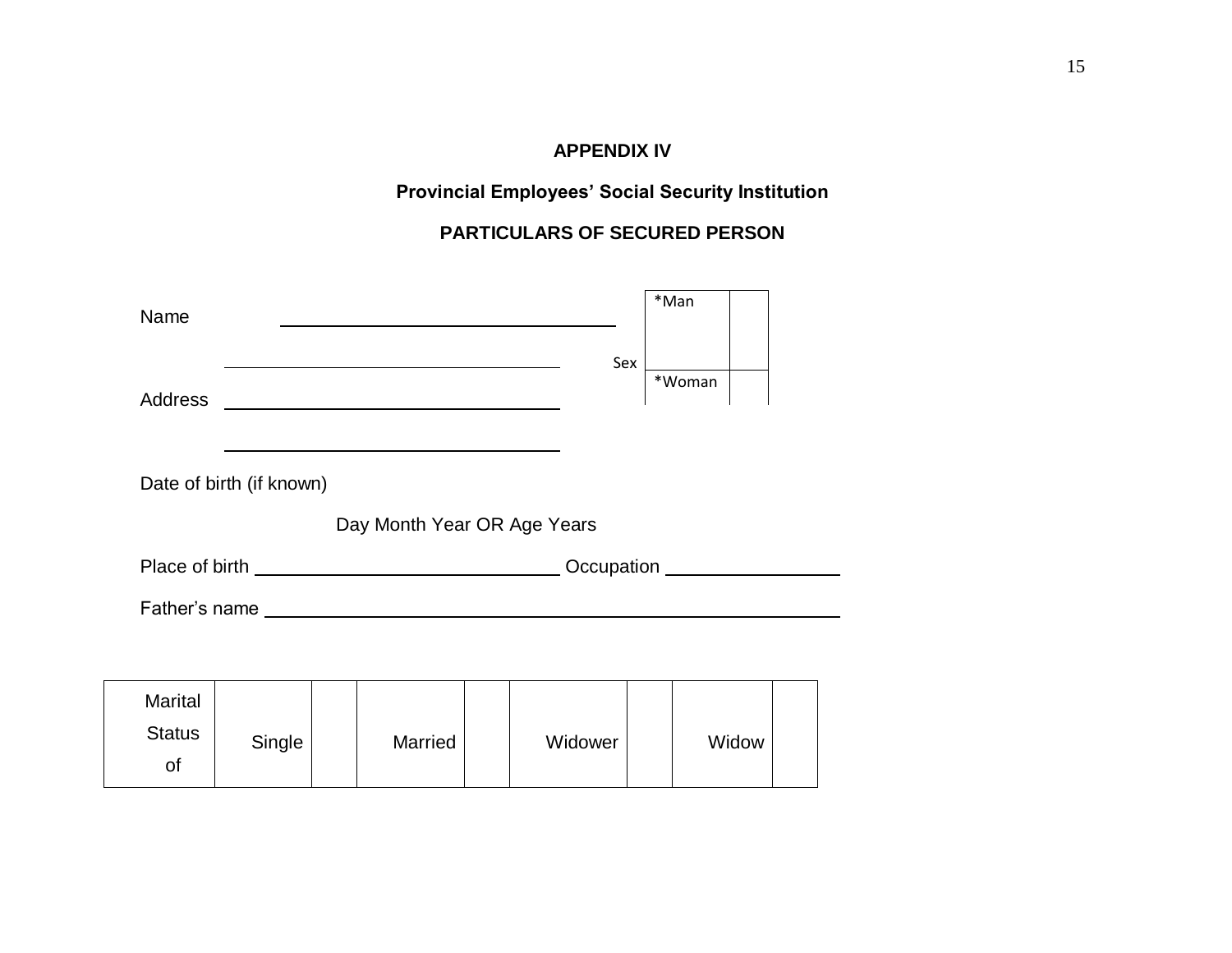**APPENDIX IV**

**Provincial Employees' Social Security Institution**

**PARTICULARS OF SECURED PERSON**

Name ________________________________

________________________________

Address ________________________________

________________________________

| Sex | | |
|---|---|---|
| | *Man | |
| | *Woman | |

Date of birth (if known)

Day Month Year OR Age Years

Place of birth ____________________________ Occupation ______________

Father's name ________________________________________________

| Marital Status of | Single | | Married | | Widower | | Widow | |
|---|---|---|---|---|---|---|---|---|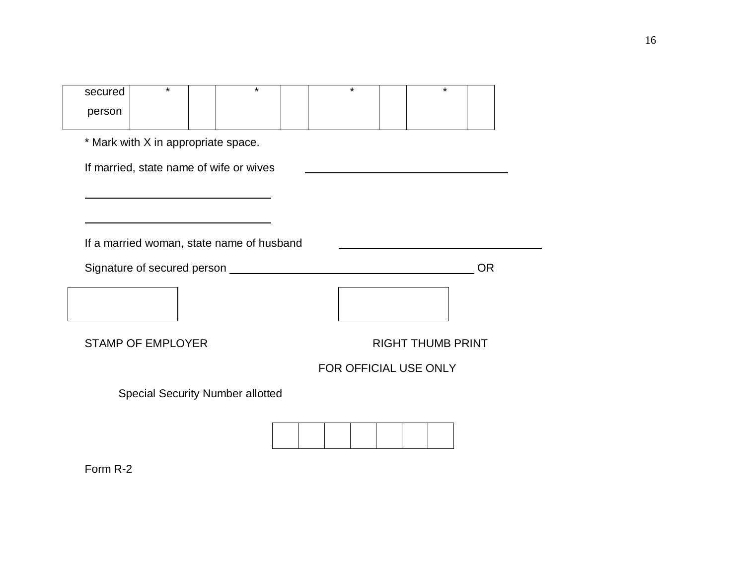| secured person | * | | * | | * | | * | |
|---|---|---|---|---|---|---|---|---|

* Mark with X in appropriate space.

If married, state name of wife or wives \_\_\_\_\_\_\_\_\_\_\_\_\_\_\_\_\_\_\_\_\_\_\_\_\_\_\_\_\_\_

\_\_\_\_\_\_\_\_\_\_\_\_\_\_\_\_\_\_\_\_\_\_\_\_\_\_\_\_\_\_

\_\_\_\_\_\_\_\_\_\_\_\_\_\_\_\_\_\_\_\_\_\_\_\_\_\_\_\_\_\_

If a married woman, state name of husband \_\_\_\_\_\_\_\_\_\_\_\_\_\_\_\_\_\_\_\_\_\_\_\_\_\_\_\_\_\_

Signature of secured person \_\_\_\_\_\_\_\_\_\_\_\_\_\_\_\_\_\_\_\_\_\_\_\_\_\_\_\_\_\_\_\_\_\_\_\_\_\_\_\_ OR

STAMP OF EMPLOYER

RIGHT THUMB PRINT

FOR OFFICIAL USE ONLY

Special Security Number allotted

| | | | | | | |
|---|---|---|---|---|---|---|

Form R-2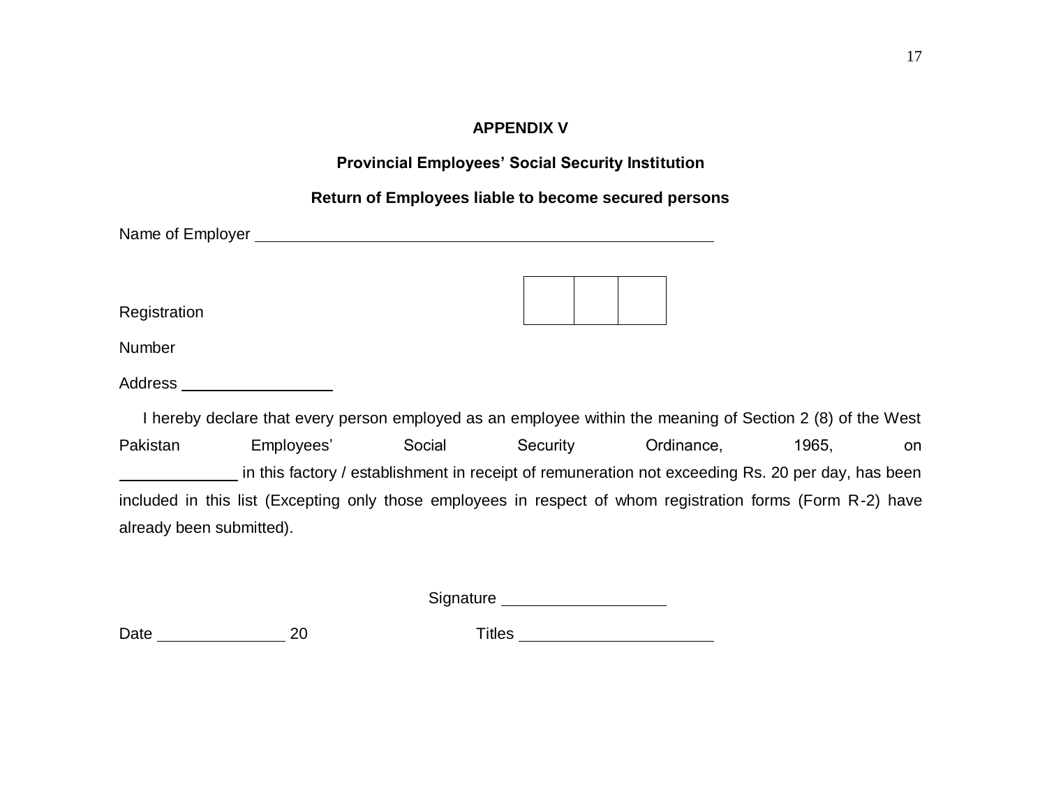## APPENDIX V

### Provincial Employees' Social Security Institution

### Return of Employees liable to become secured persons

Name of Employer \_\_\_\_\_\_\_\_\_\_\_\_\_\_\_\_\_\_\_\_\_\_\_\_\_\_\_\_\_\_\_\_\_\_\_\_\_\_\_\_\_\_\_\_\_\_\_\_\_\_

Registration Number

| | | |
|---|---|---|
| | | |

Address \_\_\_\_\_\_\_\_\_\_\_\_\_\_\_\_

I hereby declare that every person employed as an employee within the meaning of Section 2 (8) of the West Pakistan Employees' Social Security Ordinance, 1965, on \_\_\_\_\_\_\_\_\_\_\_\_ in this factory / establishment in receipt of remuneration not exceeding Rs. 20 per day, has been included in this list (Excepting only those employees in respect of whom registration forms (Form R-2) have already been submitted).

Signature \_\_\_\_\_\_\_\_\_\_\_\_\_\_\_\_\_\_

Date \_\_\_\_\_\_\_\_\_\_\_\_\_\_ 20 Titles \_\_\_\_\_\_\_\_\_\_\_\_\_\_\_\_\_\_\_\_\_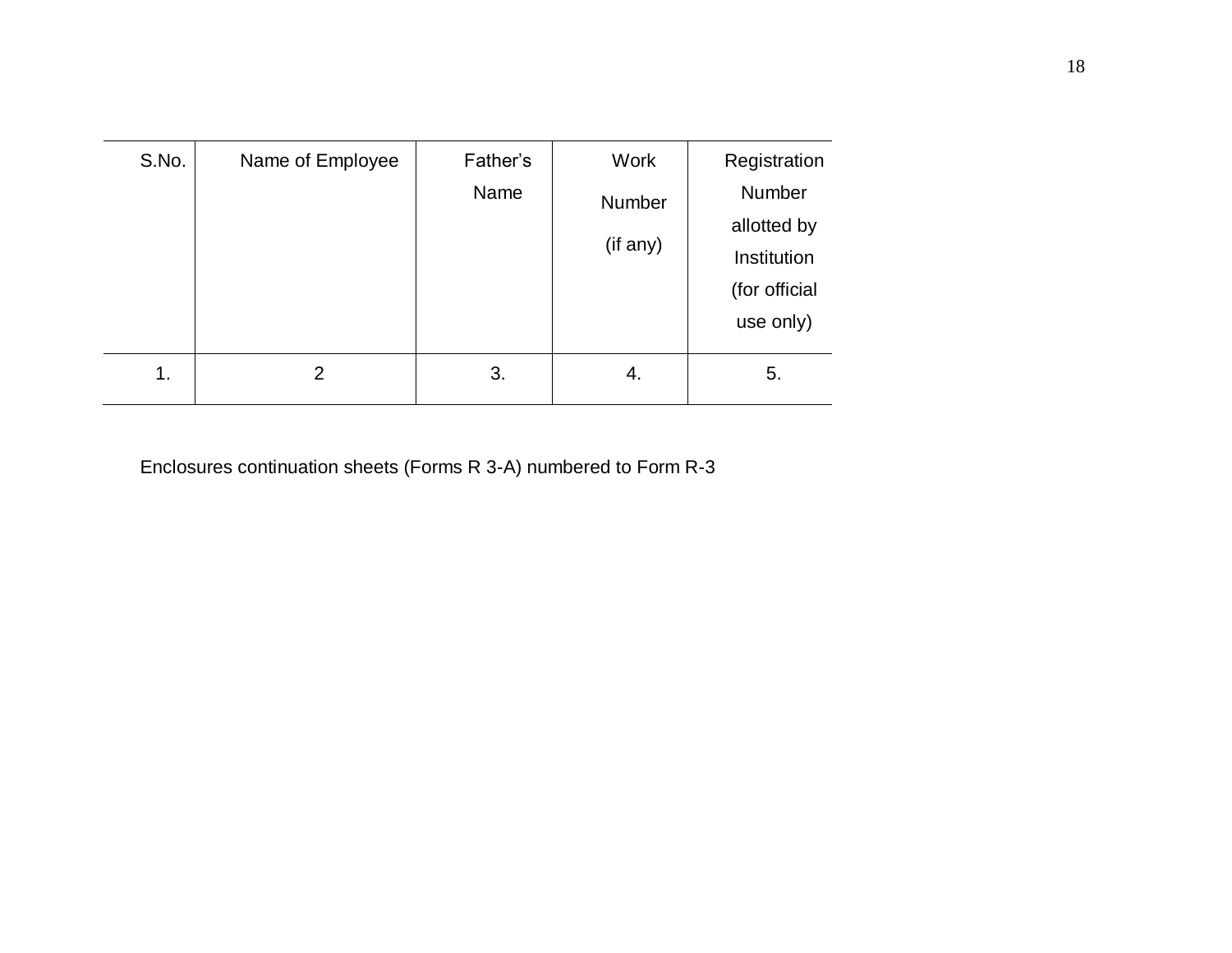| S.No. | Name of Employee | Father's Name | Work Number (if any) | Registration Number allotted by Institution (for official use only) |
|---|---|---|---|---|
| 1. | 2 | 3. | 4. | 5. |

Enclosures continuation sheets (Forms R 3-A) numbered to Form R-3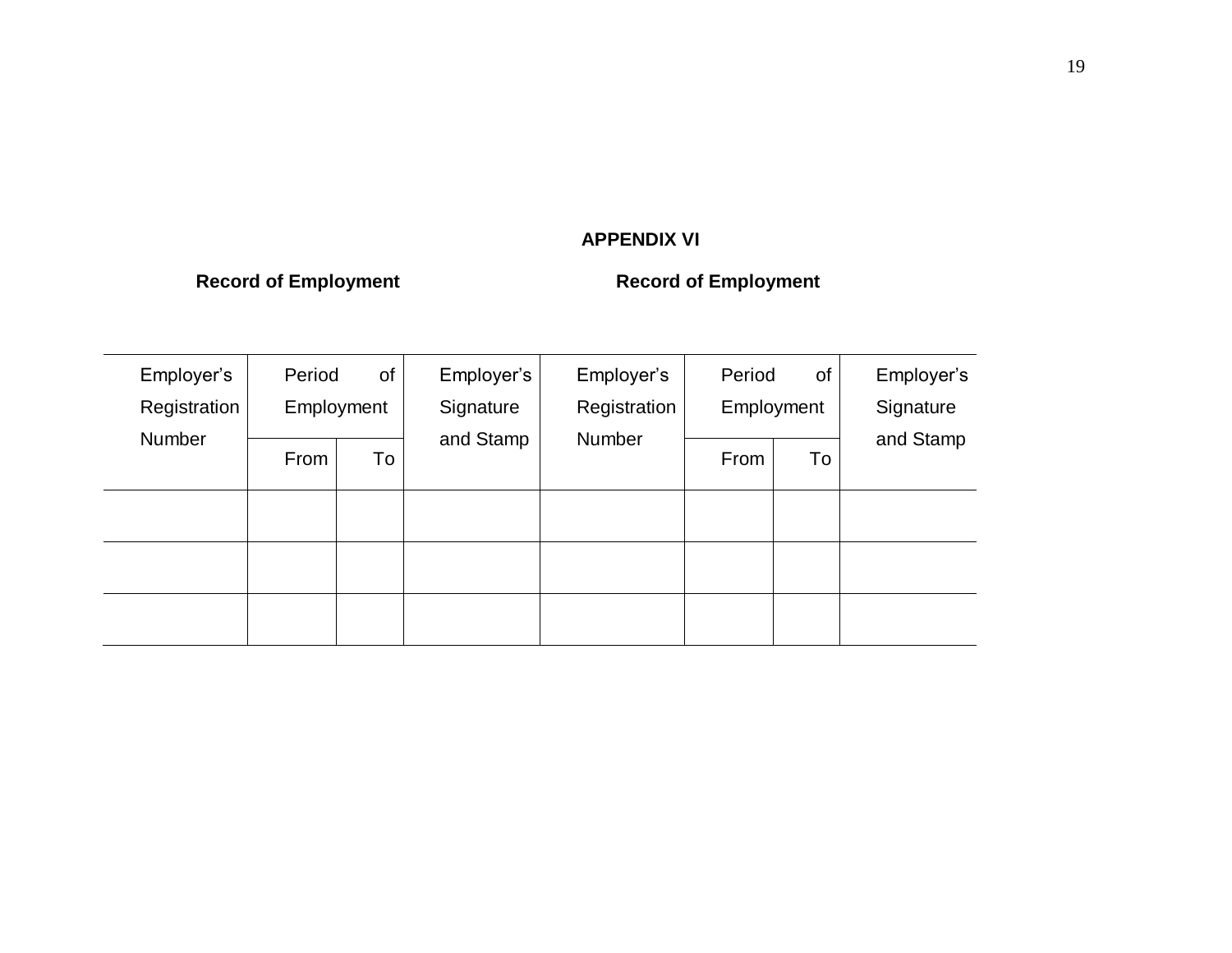## APPENDIX VI

**Record of Employment** **Record of Employment**

| Employer's Registration Number | Period of Employment | | Employer's Signature and Stamp | Employer's Registration Number | Period of Employment | | Employer's Signature and Stamp |
|---|---|---|---|---|---|---|---|
| | From | To | | | From | To | |
| | | | | | | | |
| | | | | | | | |
| | | | | | | | |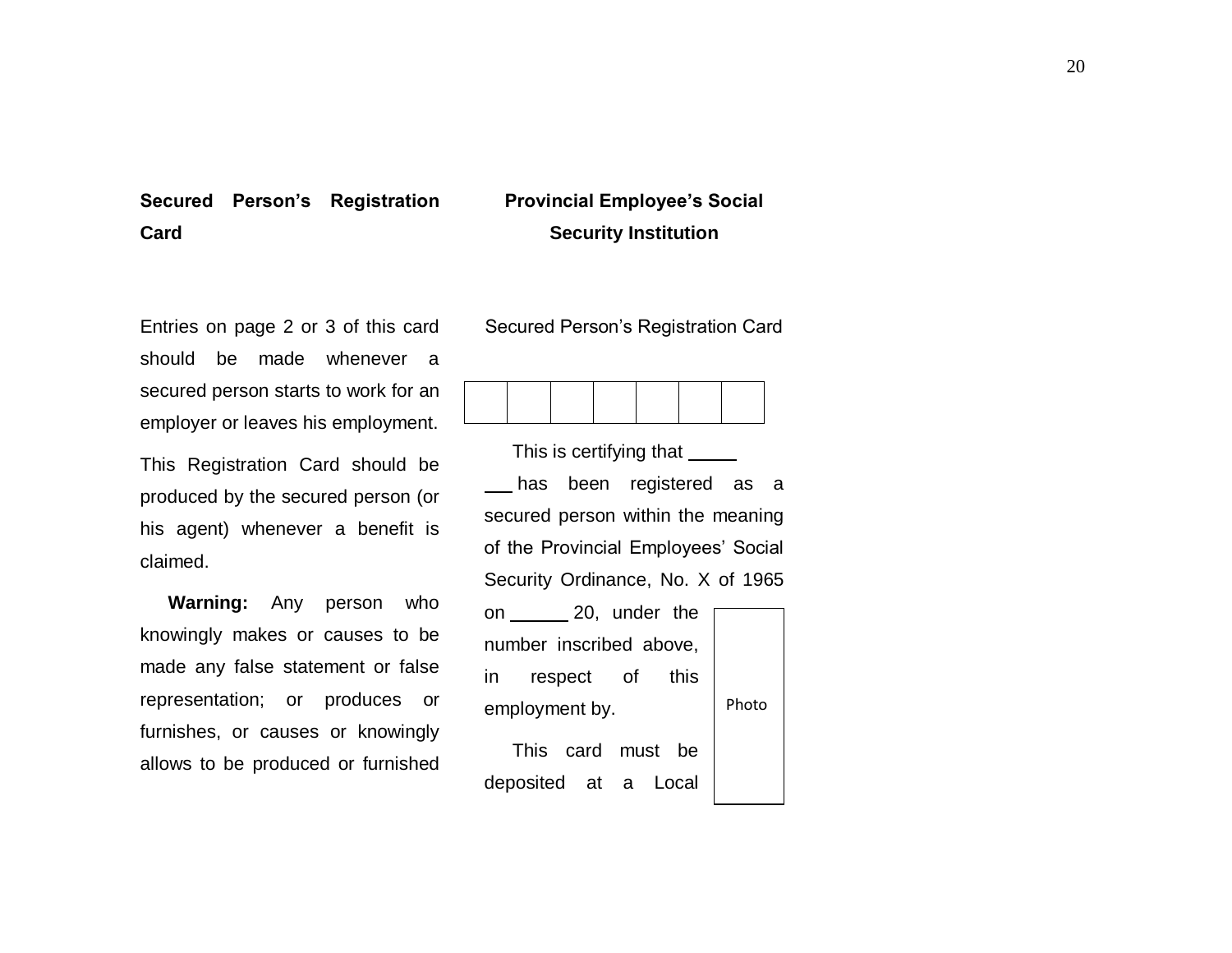**Secured Person's Registration Card**

Entries on page 2 or 3 of this card should be made whenever a secured person starts to work for an employer or leaves his employment.

This Registration Card should be produced by the secured person (or his agent) whenever a benefit is claimed.

**Warning:** Any person who knowingly makes or causes to be made any false statement or false representation; or produces or furnishes, or causes or knowingly allows to be produced or furnished

**Provincial Employee's Social Security Institution**

Secured Person's Registration Card

| | | | | | | |
|---|---|---|---|---|---|---|
| | | | | | | |

This is certifying that ________ has been registered as a secured person within the meaning of the Provincial Employees' Social Security Ordinance, No. X of 1965 on ______ 20, under the number inscribed above, in respect of this employment by.

Photo

This card must be deposited at a Local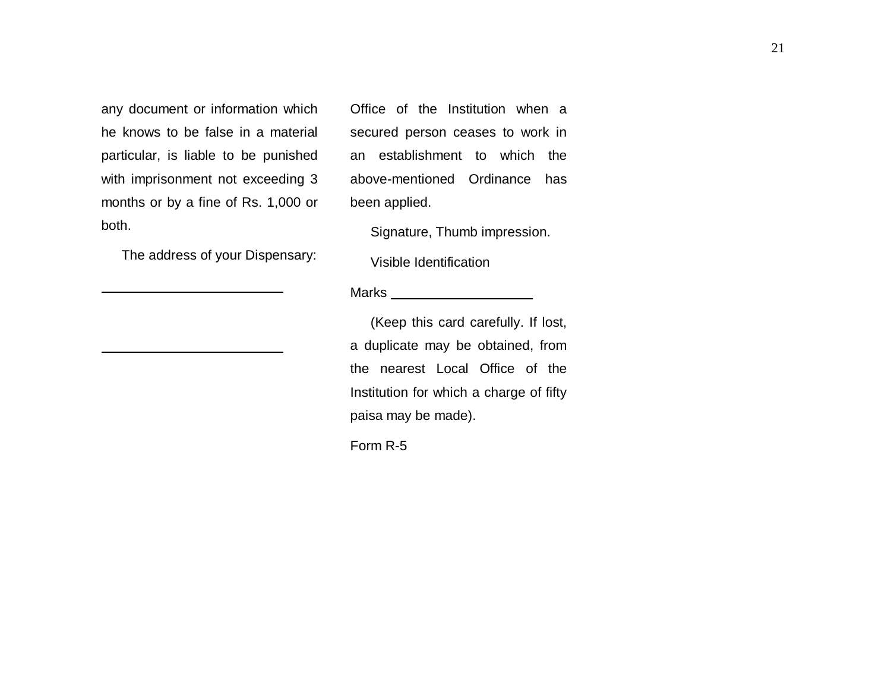any document or information which he knows to be false in a material particular, is liable to be punished with imprisonment not exceeding 3 months or by a fine of Rs. 1,000 or both.

The address of your Dispensary:

\_\_\_\_\_\_\_\_\_\_\_\_\_\_\_\_\_\_\_\_\_\_\_\_

\_\_\_\_\_\_\_\_\_\_\_\_\_\_\_\_\_\_\_\_\_\_\_\_

Office of the Institution when a secured person ceases to work in an establishment to which the above-mentioned Ordinance has been applied.

Signature, Thumb impression.

Visible Identification

Marks \_\_\_\_\_\_\_\_\_\_\_\_\_\_\_\_\_\_\_\_

(Keep this card carefully. If lost, a duplicate may be obtained, from the nearest Local Office of the Institution for which a charge of fifty paisa may be made).

Form R-5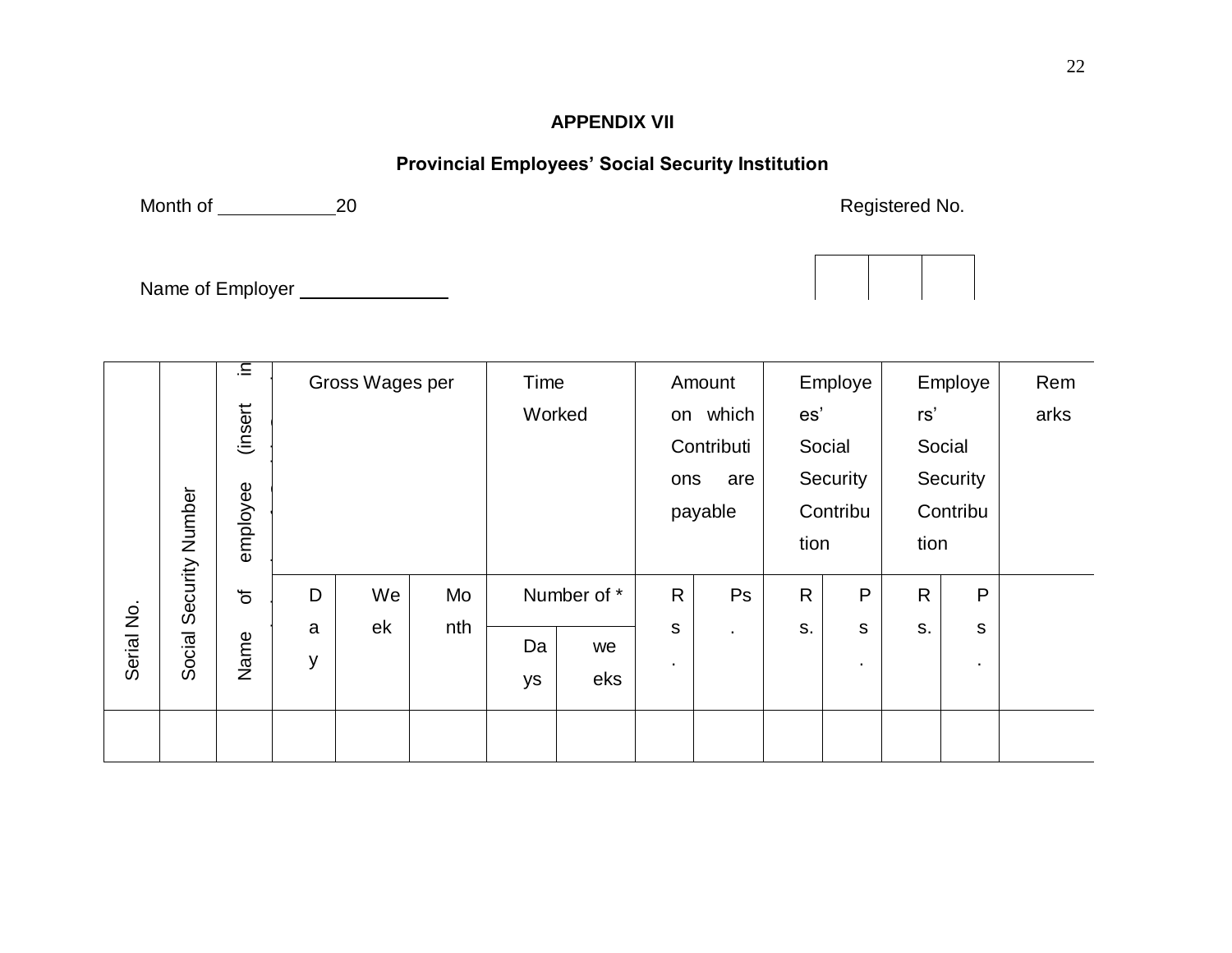**APPENDIX VII**

**Provincial Employees' Social Security Institution**

Month of ____________20 Registered No.

Name of Employer ______________

| Serial No. | Social Security Number | Name of employee (insert in | Gross Wages per | | | Time Worked | | Amount on which Contributions are payable | | Employees' Social Security Contribution | | Employers' Social Security Contribution | | Remarks |
|---|---|---|---|---|---|---|---|---|---|---|---|---|---|---|
| | | | Day | Week | Month | Number of * | | Rs. | Ps. | Rs. | Ps. | Rs. | Ps. | |
| | | | | | | Days | weeks | | | | | | | |
| | | | | | | | | | | | | | | |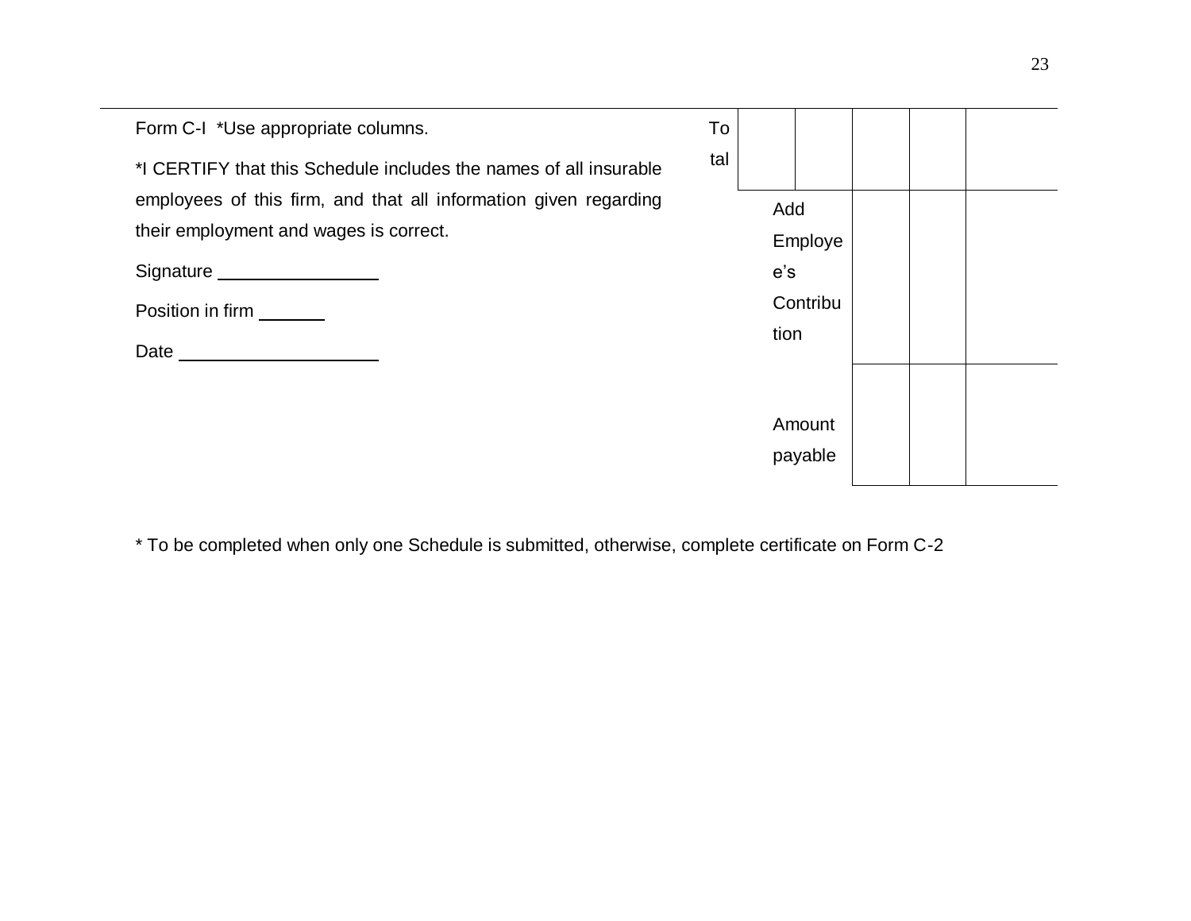Form C-I *Use appropriate columns.

*I CERTIFY that this Schedule includes the names of all insurable employees of this firm, and that all information given regarding their employment and wages is correct.

Signature ________________

Position in firm _______

Date ____________________

| Total | | | | | |
|---|---|---|---|---|---|
| | Add Employee's Contribution | | | | |
| | Amount payable | | | | |

\* To be completed when only one Schedule is submitted, otherwise, complete certificate on Form C-2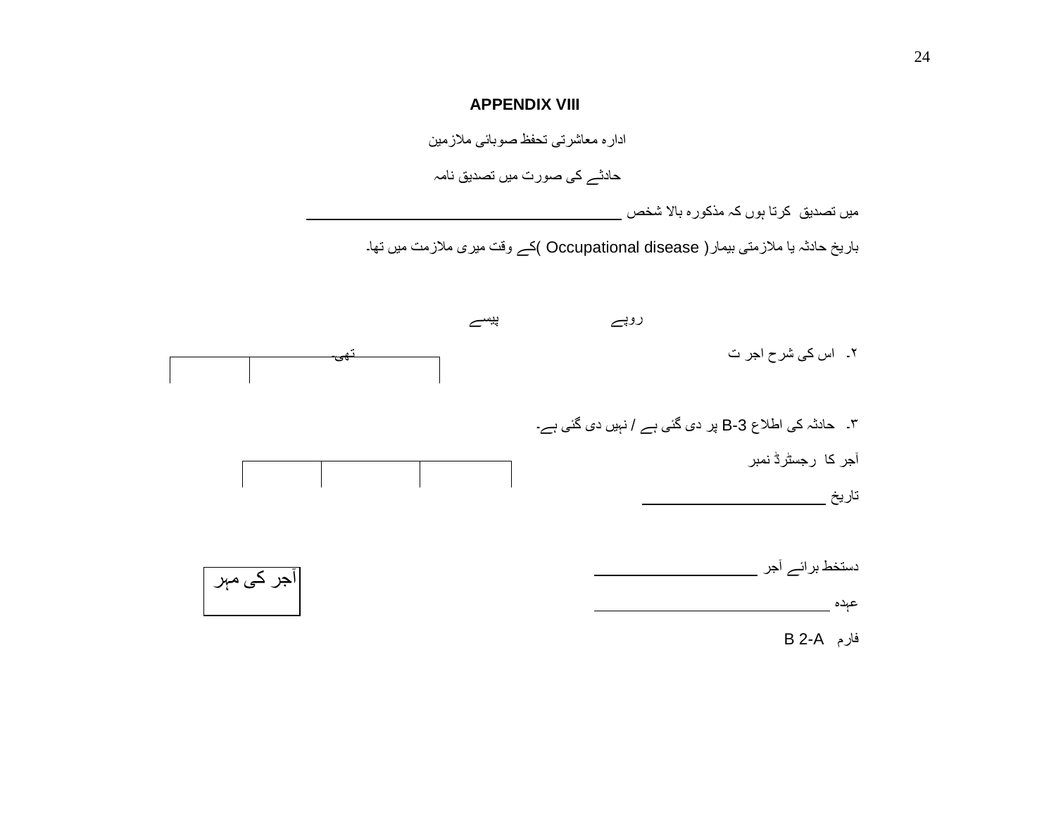**APPENDIX VIII**

ادارہ معاشرتی تحفظ صوبائی ملازمین

حادثے کی صورت میں تصدیق نامہ

میں تصدیق کرتا ہوں کہ مذکورہ بالا شخص ________________________________

باریخ حادثہ یا ملازمتی بیمار( Occupational disease )کے وقت میری ملازمت میں تھا۔

روپے پیسے

۲۔ اس کی شرح اجر ت تھی۔

| | |
|---|---|
| | |

۳۔ حادثہ کی اطلاع B-3 پر دی گئی ہے / نہیں دی گئی ہے۔

آجر کا رجسٹرڈ نمبر

| | | |
|---|---|---|
| | | |

تاریخ ____________________

دستخط برائے آجر ____________________

عہدہ ________________________

آجر کی مہر

فارم B 2-A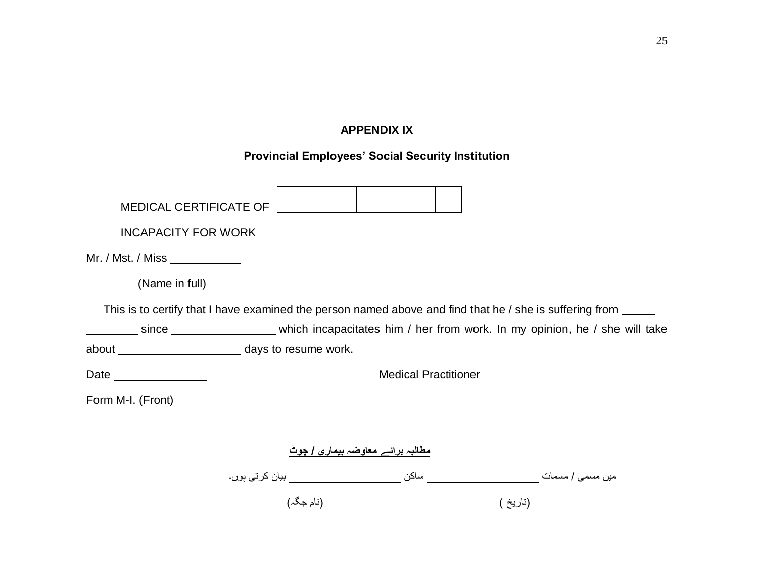**APPENDIX IX**

**Provincial Employees' Social Security Institution**

MEDICAL CERTIFICATE OF | | | | | | | |

INCAPACITY FOR WORK

Mr. / Mst. / Miss \_\_\_\_\_\_\_\_\_\_\_

(Name in full)

This is to certify that I have examined the person named above and find that he / she is suffering from \_\_\_\_\_ \_\_\_\_\_\_\_\_ since \_\_\_\_\_\_\_\_\_\_\_\_\_\_\_\_ which incapacitates him / her from work. In my opinion, he / she will take about \_\_\_\_\_\_\_\_\_\_\_\_\_\_\_\_\_\_\_ days to resume work.

Date \_\_\_\_\_\_\_\_\_\_\_\_\_\_ Medical Practitioner

Form M-I. (Front)

**مطالبہ برائے معاوضہ بیماری / چوٹ**

میں مسمی / مسمات \_\_\_\_\_\_\_\_\_\_\_\_\_\_\_\_\_\_\_ ساکن \_\_\_\_\_\_\_\_\_\_\_\_\_\_\_\_\_\_\_ بیان کرتی ہوں۔

(تاریخ ) (نام جگہ)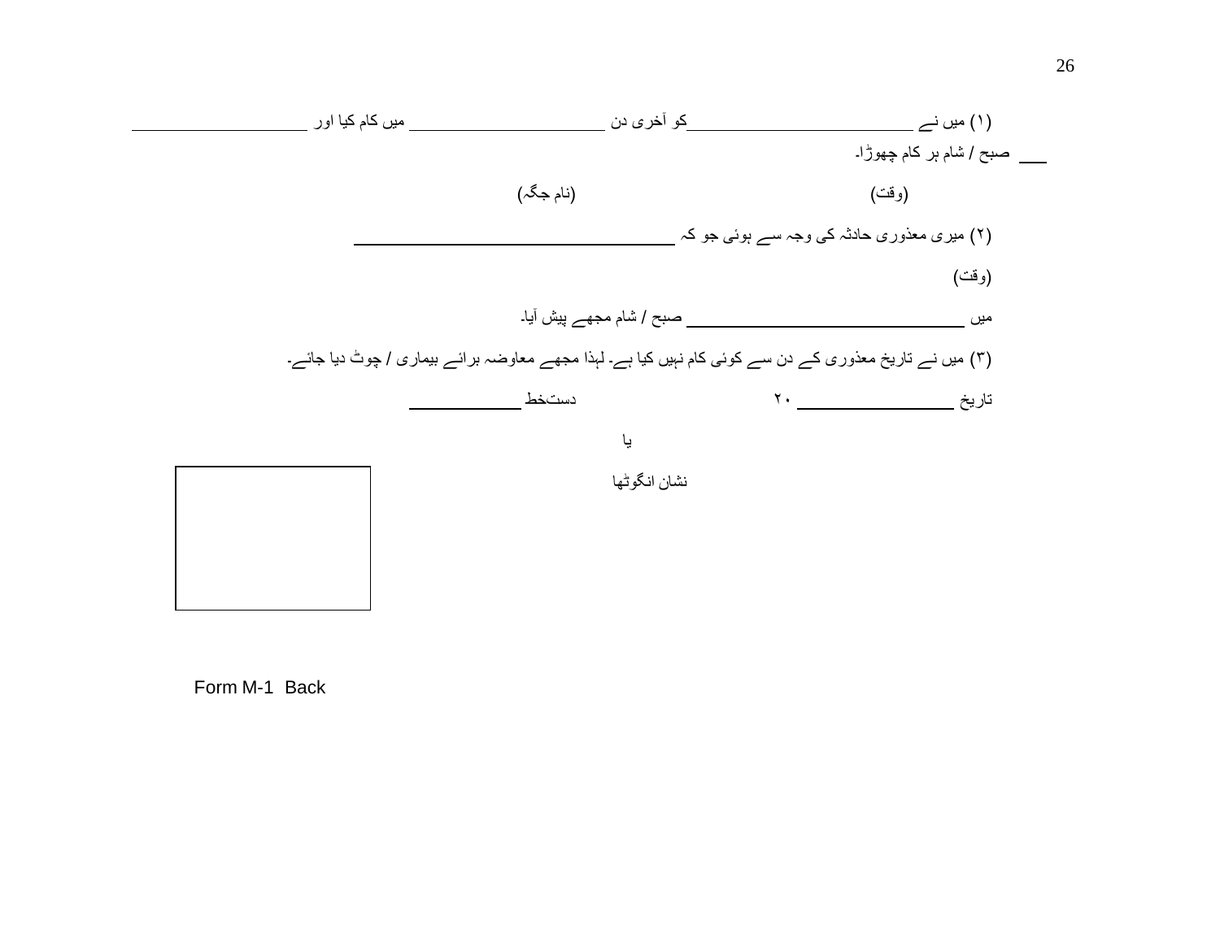(۱) میں نے ______________________ کو آخری دن ______________________ میں کام کیا اور ______________________

___ صبح / شام ہر کام چھوڑا۔

(وقت) (نام جگہ)

(۲) میری معذوری حادثہ کی وجہ سے ہوئی جو کہ ______________________________

(وقت)

میں ______________________ صبح / شام مجھے پیش آیا۔

(۳) میں نے تاریخ معذوری کے دن سے کوئی کام نہیں کیا ہے۔ لہٰذا مجھے معاوضہ برائے بیماری / چوٹ دیا جائے۔

تاریخ ______________ ۲۰ دستخط ____________

یا

نشان انگوٹھا

| |
|---|
| |

Form M-1 Back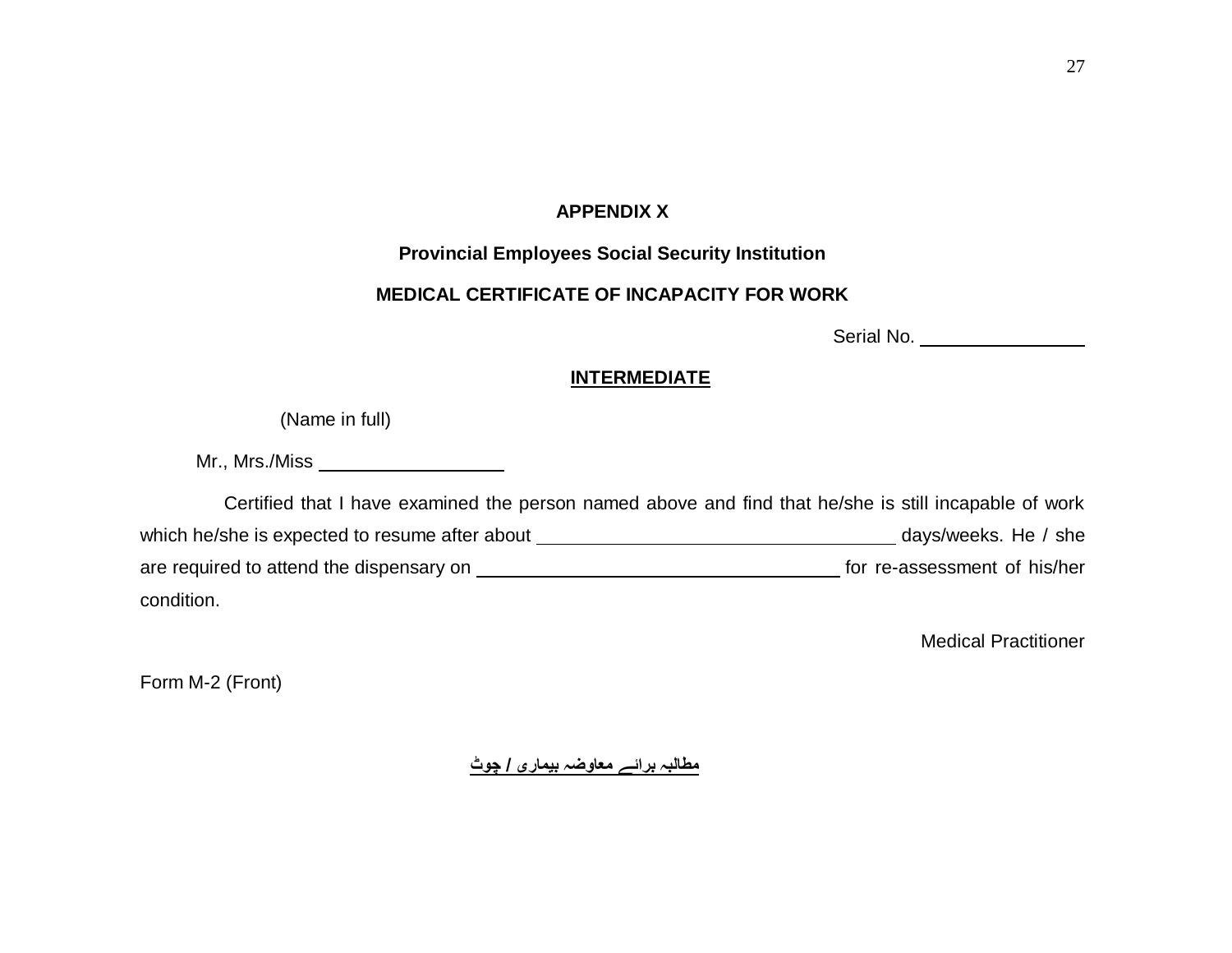**APPENDIX X**

**Provincial Employees Social Security Institution**

**MEDICAL CERTIFICATE OF INCAPACITY FOR WORK**

Serial No. \_\_\_\_\_\_\_\_\_\_\_\_\_\_\_\_

**<u>INTERMEDIATE</u>**

(Name in full)

Mr., Mrs./Miss \_\_\_\_\_\_\_\_\_\_\_\_\_\_\_\_\_\_

Certified that I have examined the person named above and find that he/she is still incapable of work which he/she is expected to resume after about \_\_\_\_\_\_\_\_\_\_\_\_\_\_\_\_\_\_\_\_\_\_\_\_\_\_\_\_\_\_\_\_\_\_\_\_ days/weeks. He / she are required to attend the dispensary on \_\_\_\_\_\_\_\_\_\_\_\_\_\_\_\_\_\_\_\_\_\_\_\_\_\_\_\_\_\_\_\_\_\_\_\_ for re-assessment of his/her condition.

Medical Practitioner

Form M-2 (Front)

**<u>مطالبہ برائے معاوضہ بیماری / چوٹ</u>**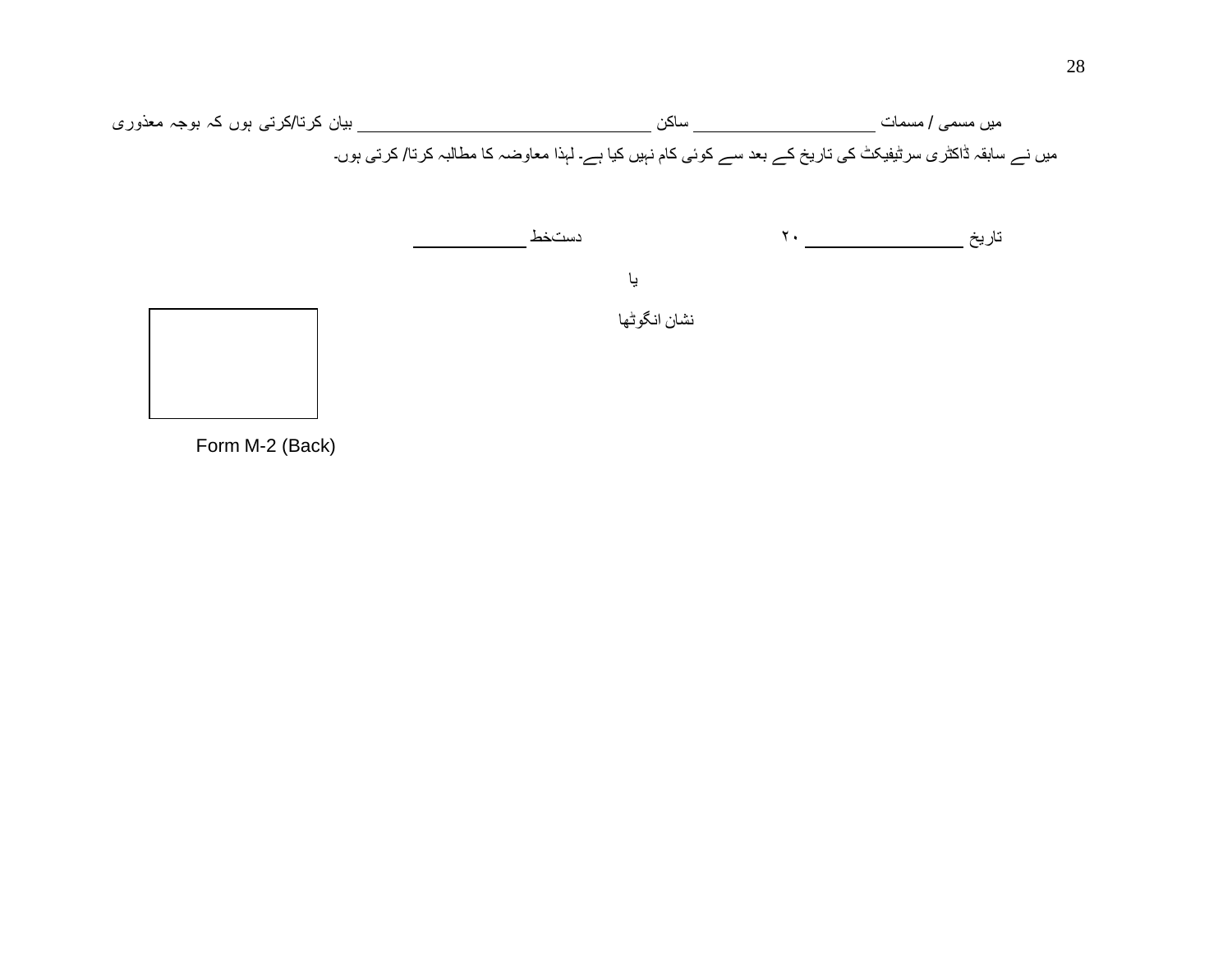میں مسمی / مسمات ____________________ ساکن ________________________________ بیان کرتا/کرتی ہوں کہ بوجہ معذوری میں نے سابقہ ڈاکٹری سرٹیفیکٹ کی تاریخ کے بعد سے کوئی کام نہیں کیا ہے۔ لہٰذا معاوضہ کا مطالبہ کرتا/ کرتی ہوں۔

تاریخ ________________ ۲۰ &nbsp;&nbsp;&nbsp;&nbsp;&nbsp;&nbsp;&nbsp;&nbsp; دستخط ____________

یا

نشان انگوٹھا

Form M-2 (Back)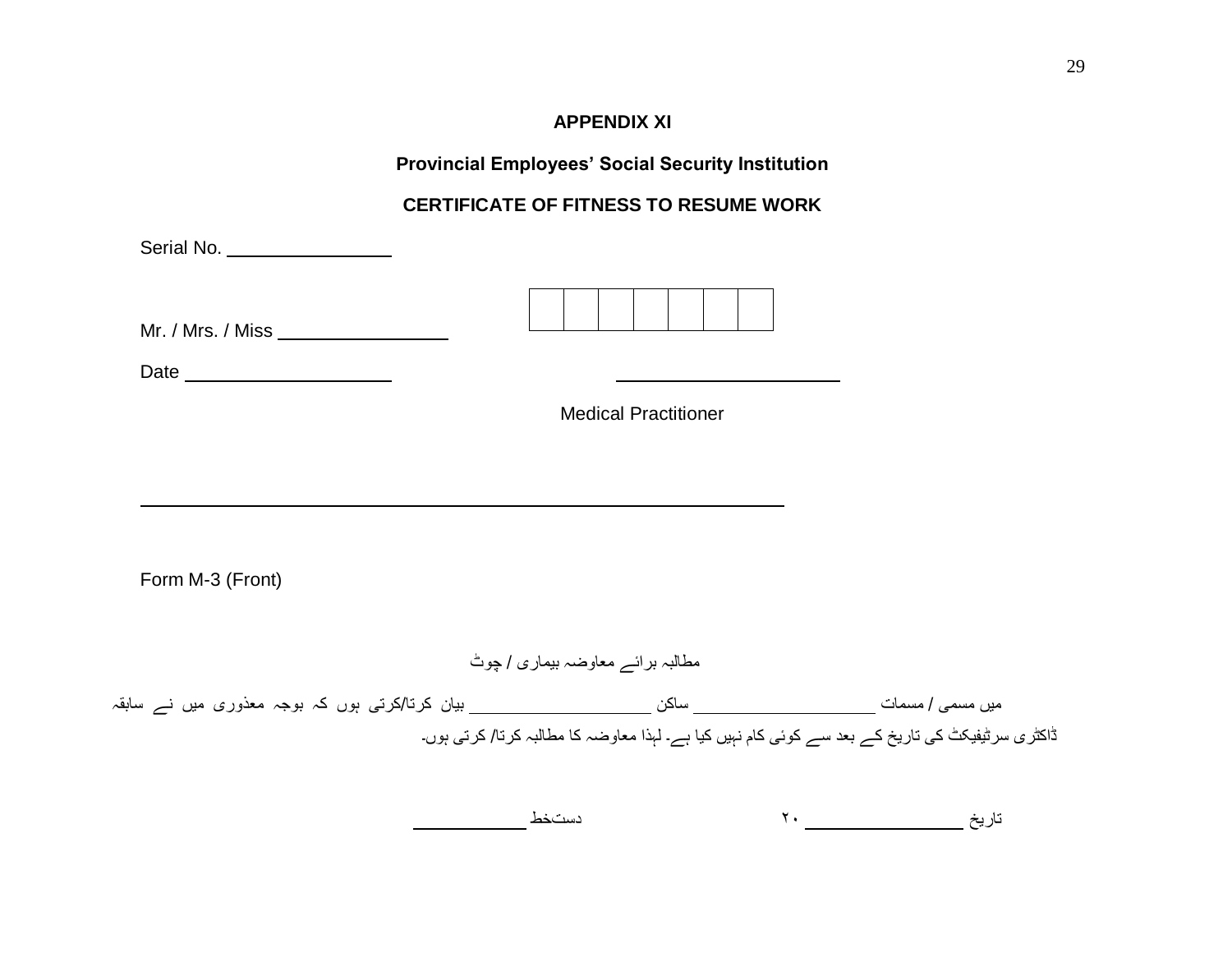## APPENDIX XI

### Provincial Employees' Social Security Institution

### CERTIFICATE OF FITNESS TO RESUME WORK

Serial No. ________________

| | | | | | | |
|---|---|---|---|---|---|---|
| | | | | | | |

Mr. / Mrs. / Miss ________________

Date ____________________ ______________________

Medical Practitioner

_______________________________________________________________

Form M-3 (Front)

مطالبہ برائے معاوضہ بیماری / چوٹ

میں مسمی / مسمات ____________________ ساکن ____________________ بیان کرتا/کرتی ہوں کہ بوجہ معذوری میں نے سابقہ ڈاکٹری سرٹیفیکٹ کی تاریخ کے بعد سے کوئی کام نہیں کیا ہے۔ لہٰذا معاوضہ کا مطالبہ کرتا/ کرتی ہوں۔

تاریخ ________________ ۲۰ دستخط ____________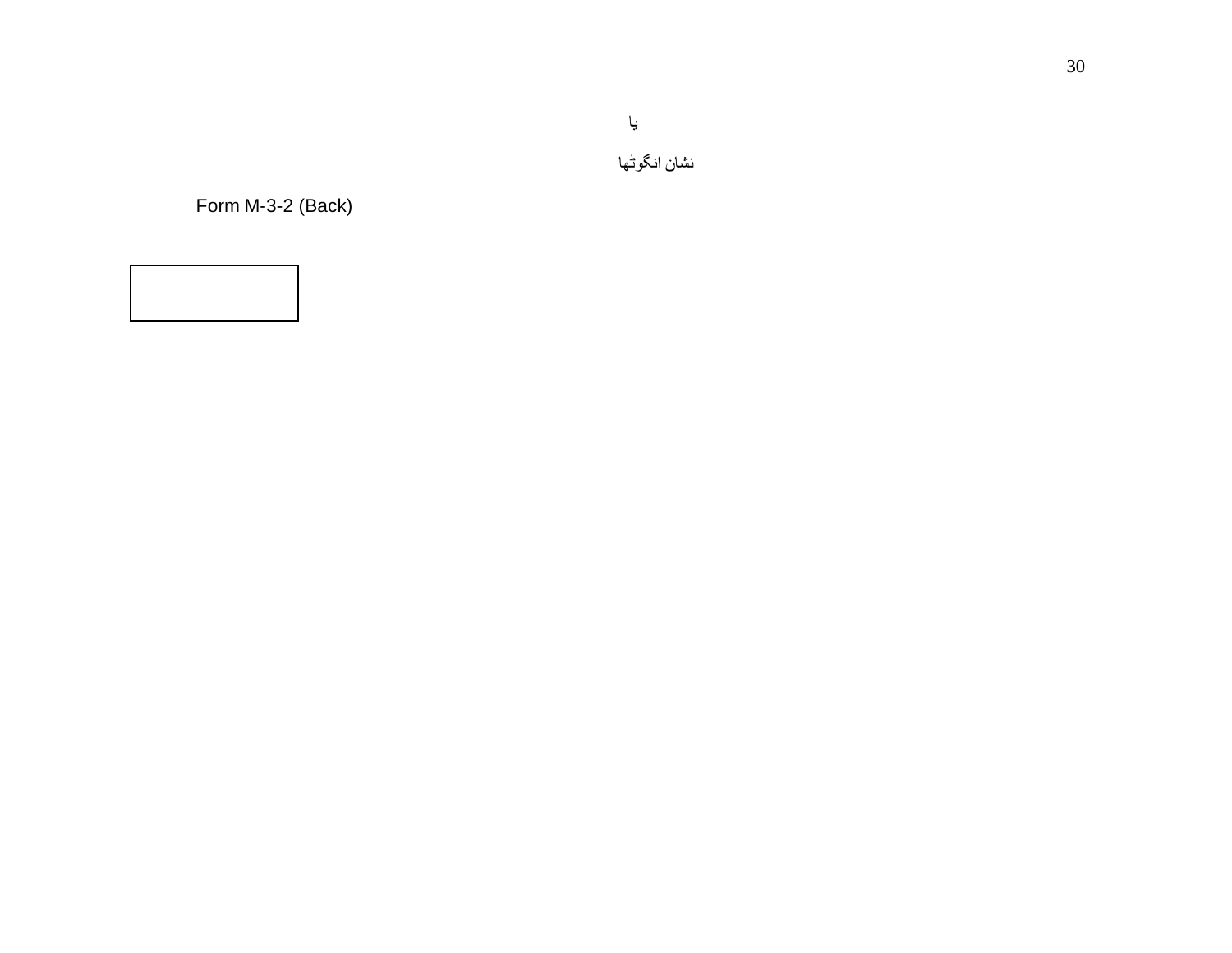یا

نشان انگوٹھا

Form M-3-2 (Back)